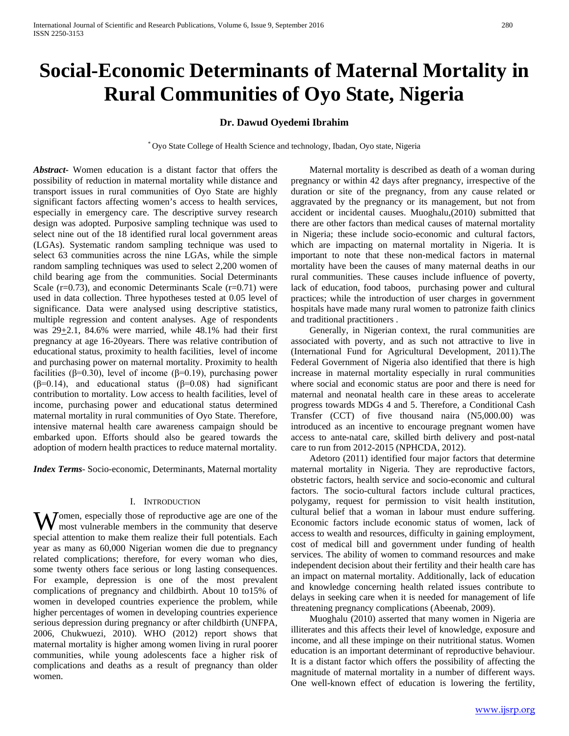# Social-Economic Determinants of Maternal Mortality in Rural Communities of Oyo State, Nigeria

**Dr. Dawud Oyedemi Ibrahim**

[*] Oyo State College of Health Science and technology, Ibadan, Oyo state, Nigeria

***Abstract***- Women education is a distant factor that offers the possibility of reduction in maternal mortality while distance and transport issues in rural communities of Oyo State are highly significant factors affecting women's access to health services, especially in emergency care. The descriptive survey research design was adopted. Purposive sampling technique was used to select nine out of the 18 identified rural local government areas (LGAs). Systematic random sampling technique was used to select 63 communities across the nine LGAs, while the simple random sampling techniques was used to select 2,200 women of child bearing age from the communities. Social Determinants Scale ($r=0.73$), and economic Determinants Scale ($r=0.71$) were used in data collection. Three hypotheses tested at 0.05 level of significance. Data were analysed using descriptive statistics, multiple regression and content analyses. Age of respondents was $29\pm2.1$, 84.6% were married, while 48.1% had their first pregnancy at age 16-20years. There was relative contribution of educational status, proximity to health facilities, level of income and purchasing power on maternal mortality. Proximity to health facilities ($\beta=0.30$), level of income ($\beta=0.19$), purchasing power ($\beta=0.14$), and educational status ($\beta=0.08$) had significant contribution to mortality. Low access to health facilities, level of income, purchasing power and educational status determined maternal mortality in rural communities of Oyo State. Therefore, intensive maternal health care awareness campaign should be embarked upon. Efforts should also be geared towards the adoption of modern health practices to reduce maternal mortality.

***Index Terms***- Socio-economic, Determinants, Maternal mortality

## I. Introduction

Women, especially those of reproductive age are one of the most vulnerable members in the community that deserve special attention to make them realize their full potentials. Each year as many as 60,000 Nigerian women die due to pregnancy related complications; therefore, for every woman who dies, some twenty others face serious or long lasting consequences. For example, depression is one of the most prevalent complications of pregnancy and childbirth. About 10 to15% of women in developed countries experience the problem, while higher percentages of women in developing countries experience serious depression during pregnancy or after childbirth (UNFPA, 2006, Chukwuezi, 2010). WHO (2012) report shows that maternal mortality is higher among women living in rural poorer communities, while young adolescents face a higher risk of complications and deaths as a result of pregnancy than older women.

Maternal mortality is described as death of a woman during pregnancy or within 42 days after pregnancy, irrespective of the duration or site of the pregnancy, from any cause related or aggravated by the pregnancy or its management, but not from accident or incidental causes. Muoghalu,(2010) submitted that there are other factors than medical causes of maternal mortality in Nigeria; these include socio-economic and cultural factors, which are impacting on maternal mortality in Nigeria. It is important to note that these non-medical factors in maternal mortality have been the causes of many maternal deaths in our rural communities. These causes include influence of poverty, lack of education, food taboos, purchasing power and cultural practices; while the introduction of user charges in government hospitals have made many rural women to patronize faith clinics and traditional practitioners .

Generally, in Nigerian context, the rural communities are associated with poverty, and as such not attractive to live in (International Fund for Agricultural Development, 2011).The Federal Government of Nigeria also identified that there is high increase in maternal mortality especially in rural communities where social and economic status are poor and there is need for maternal and neonatal health care in these areas to accelerate progress towards MDGs 4 and 5. Therefore, a Conditional Cash Transfer (CCT) of five thousand naira (N5,000.00) was introduced as an incentive to encourage pregnant women have access to ante-natal care, skilled birth delivery and post-natal care to run from 2012-2015 (NPHCDA, 2012).

Adetoro (2011) identified four major factors that determine maternal mortality in Nigeria. They are reproductive factors, obstetric factors, health service and socio-economic and cultural factors. The socio-cultural factors include cultural practices, polygamy, request for permission to visit health institution, cultural belief that a woman in labour must endure suffering. Economic factors include economic status of women, lack of access to wealth and resources, difficulty in gaining employment, cost of medical bill and government under funding of health services. The ability of women to command resources and make independent decision about their fertility and their health care has an impact on maternal mortality. Additionally, lack of education and knowledge concerning health related issues contribute to delays in seeking care when it is needed for management of life threatening pregnancy complications (Abeenab, 2009).

Muoghalu (2010) asserted that many women in Nigeria are illiterates and this affects their level of knowledge, exposure and income, and all these impinge on their nutritional status. Women education is an important determinant of reproductive behaviour. It is a distant factor which offers the possibility of affecting the magnitude of maternal mortality in a number of different ways. One well-known effect of education is lowering the fertility,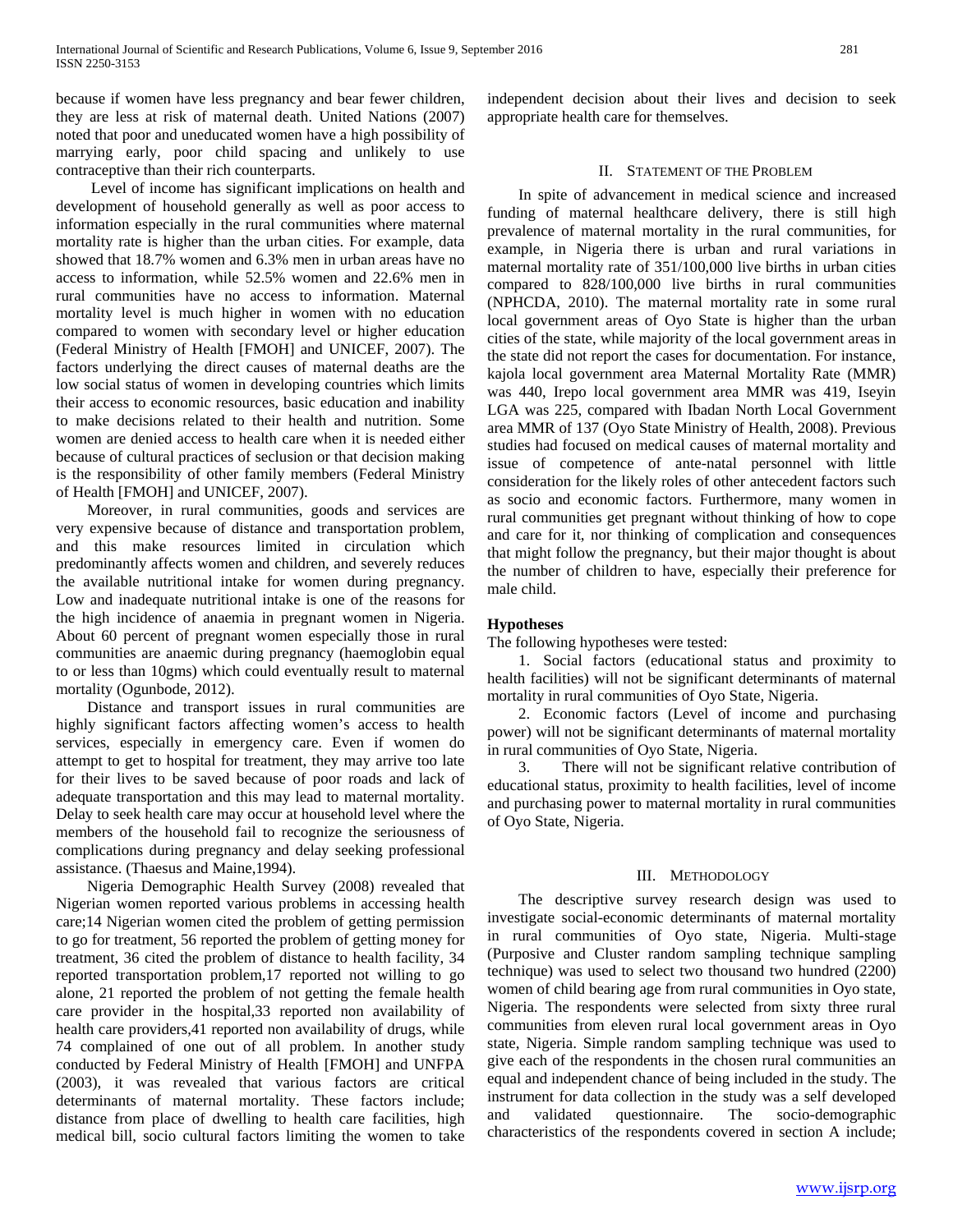because if women have less pregnancy and bear fewer children, they are less at risk of maternal death. United Nations (2007) noted that poor and uneducated women have a high possibility of marrying early, poor child spacing and unlikely to use contraceptive than their rich counterparts.

Level of income has significant implications on health and development of household generally as well as poor access to information especially in the rural communities where maternal mortality rate is higher than the urban cities. For example, data showed that 18.7% women and 6.3% men in urban areas have no access to information, while 52.5% women and 22.6% men in rural communities have no access to information. Maternal mortality level is much higher in women with no education compared to women with secondary level or higher education (Federal Ministry of Health [FMOH] and UNICEF, 2007). The factors underlying the direct causes of maternal deaths are the low social status of women in developing countries which limits their access to economic resources, basic education and inability to make decisions related to their health and nutrition. Some women are denied access to health care when it is needed either because of cultural practices of seclusion or that decision making is the responsibility of other family members (Federal Ministry of Health [FMOH] and UNICEF, 2007).

Moreover, in rural communities, goods and services are very expensive because of distance and transportation problem, and this make resources limited in circulation which predominantly affects women and children, and severely reduces the available nutritional intake for women during pregnancy. Low and inadequate nutritional intake is one of the reasons for the high incidence of anaemia in pregnant women in Nigeria. About 60 percent of pregnant women especially those in rural communities are anaemic during pregnancy (haemoglobin equal to or less than 10gms) which could eventually result to maternal mortality (Ogunbode, 2012).

Distance and transport issues in rural communities are highly significant factors affecting women's access to health services, especially in emergency care. Even if women do attempt to get to hospital for treatment, they may arrive too late for their lives to be saved because of poor roads and lack of adequate transportation and this may lead to maternal mortality. Delay to seek health care may occur at household level where the members of the household fail to recognize the seriousness of complications during pregnancy and delay seeking professional assistance. (Thaesus and Maine,1994).

Nigeria Demographic Health Survey (2008) revealed that Nigerian women reported various problems in accessing health care;14 Nigerian women cited the problem of getting permission to go for treatment, 56 reported the problem of getting money for treatment, 36 cited the problem of distance to health facility, 34 reported transportation problem,17 reported not willing to go alone, 21 reported the problem of not getting the female health care provider in the hospital,33 reported non availability of health care providers,41 reported non availability of drugs, while 74 complained of one out of all problem. In another study conducted by Federal Ministry of Health [FMOH] and UNFPA (2003), it was revealed that various factors are critical determinants of maternal mortality. These factors include; distance from place of dwelling to health care facilities, high medical bill, socio cultural factors limiting the women to take independent decision about their lives and decision to seek appropriate health care for themselves.

## II. Statement of the Problem

In spite of advancement in medical science and increased funding of maternal healthcare delivery, there is still high prevalence of maternal mortality in the rural communities, for example, in Nigeria there is urban and rural variations in maternal mortality rate of 351/100,000 live births in urban cities compared to 828/100,000 live births in rural communities (NPHCDA, 2010). The maternal mortality rate in some rural local government areas of Oyo State is higher than the urban cities of the state, while majority of the local government areas in the state did not report the cases for documentation. For instance, kajola local government area Maternal Mortality Rate (MMR) was 440, Irepo local government area MMR was 419, Iseyin LGA was 225, compared with Ibadan North Local Government area MMR of 137 (Oyo State Ministry of Health, 2008). Previous studies had focused on medical causes of maternal mortality and issue of competence of ante-natal personnel with little consideration for the likely roles of other antecedent factors such as socio and economic factors. Furthermore, many women in rural communities get pregnant without thinking of how to cope and care for it, nor thinking of complication and consequences that might follow the pregnancy, but their major thought is about the number of children to have, especially their preference for male child.

### Hypotheses

The following hypotheses were tested:

1. Social factors (educational status and proximity to health facilities) will not be significant determinants of maternal mortality in rural communities of Oyo State, Nigeria.
2. Economic factors (Level of income and purchasing power) will not be significant determinants of maternal mortality in rural communities of Oyo State, Nigeria.
3. There will not be significant relative contribution of educational status, proximity to health facilities, level of income and purchasing power to maternal mortality in rural communities of Oyo State, Nigeria.

## III. Methodology

The descriptive survey research design was used to investigate social-economic determinants of maternal mortality in rural communities of Oyo state, Nigeria. Multi-stage (Purposive and Cluster random sampling technique sampling technique) was used to select two thousand two hundred (2200) women of child bearing age from rural communities in Oyo state, Nigeria. The respondents were selected from sixty three rural communities from eleven rural local government areas in Oyo state, Nigeria. Simple random sampling technique was used to give each of the respondents in the chosen rural communities an equal and independent chance of being included in the study. The instrument for data collection in the study was a self developed and validated questionnaire. The socio-demographic characteristics of the respondents covered in section A include;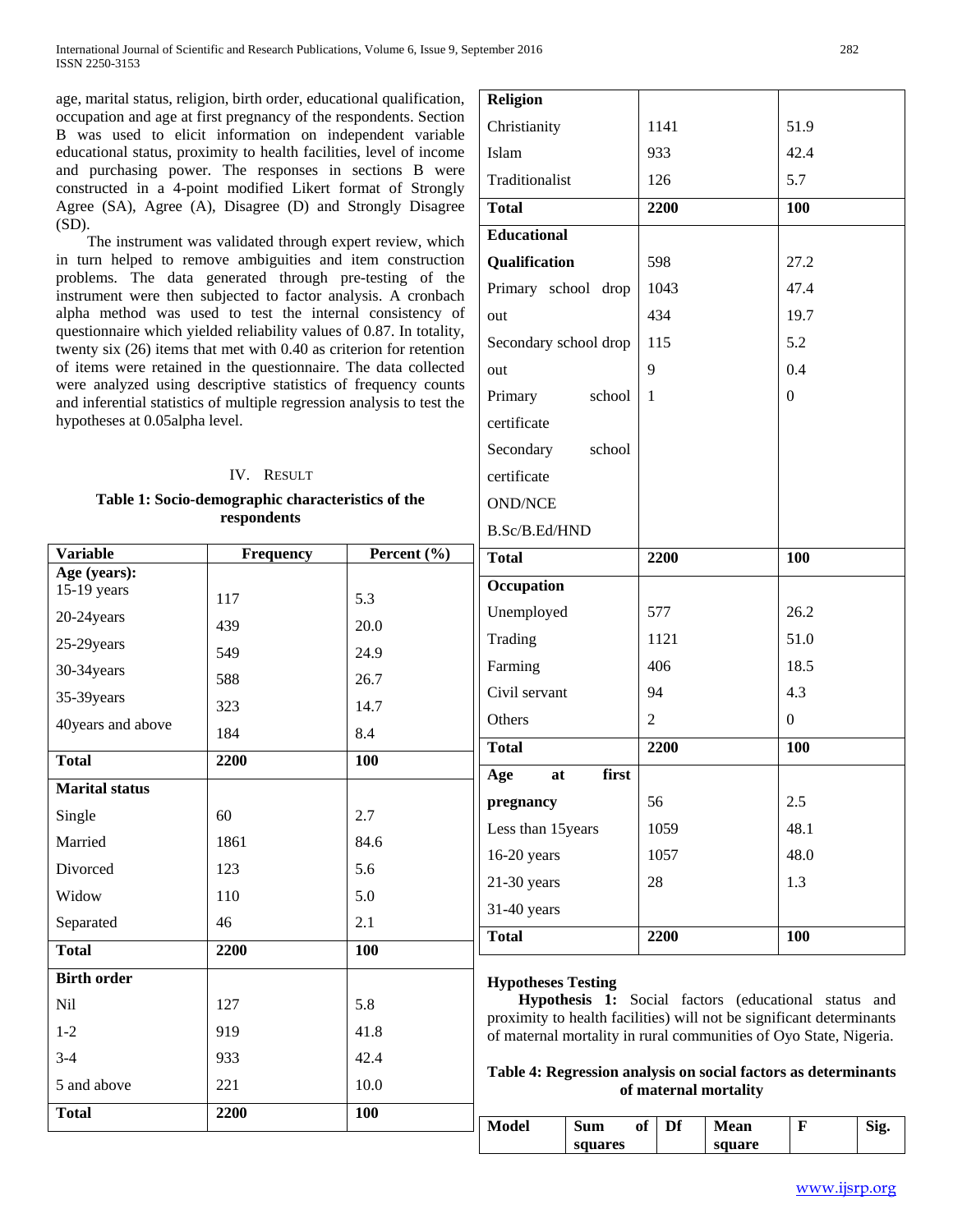age, marital status, religion, birth order, educational qualification, occupation and age at first pregnancy of the respondents. Section B was used to elicit information on independent variable educational status, proximity to health facilities, level of income and purchasing power. The responses in sections B were constructed in a 4-point modified Likert format of Strongly Agree (SA), Agree (A), Disagree (D) and Strongly Disagree (SD).

The instrument was validated through expert review, which in turn helped to remove ambiguities and item construction problems. The data generated through pre-testing of the instrument were then subjected to factor analysis. A cronbach alpha method was used to test the internal consistency of questionnaire which yielded reliability values of 0.87. In totality, twenty six (26) items that met with 0.40 as criterion for retention of items were retained in the questionnaire. The data collected were analyzed using descriptive statistics of frequency counts and inferential statistics of multiple regression analysis to test the hypotheses at 0.05alpha level.

## IV. Result

**Table 1: Socio-demographic characteristics of the respondents**

| Variable | Frequency | Percent (%) |
|---|---|---|
| **Age (years):** | | |
| 15-19 years | 117 | 5.3 |
| 20-24years | 439 | 20.0 |
| 25-29years | 549 | 24.9 |
| 30-34years | 588 | 26.7 |
| 35-39years | 323 | 14.7 |
| 40years and above | 184 | 8.4 |
| **Total** | **2200** | **100** |
| **Marital status** | | |
| Single | 60 | 2.7 |
| Married | 1861 | 84.6 |
| Divorced | 123 | 5.6 |
| Widow | 110 | 5.0 |
| Separated | 46 | 2.1 |
| **Total** | **2200** | **100** |
| **Birth order** | | |
| Nil | 127 | 5.8 |
| 1-2 | 919 | 41.8 |
| 3-4 | 933 | 42.4 |
| 5 and above | 221 | 10.0 |
| **Total** | **2200** | **100** |
| **Religion** | | |
| Christianity | 1141 | 51.9 |
| Islam | 933 | 42.4 |
| Traditionalist | 126 | 5.7 |
| **Total** | **2200** | **100** |
| **Educational Qualification** | | |
| Primary school drop out | 598 | 27.2 |
| Secondary school drop out | 1043 | 47.4 |
| Primary school certificate | 434 | 19.7 |
| Secondary school certificate | 115 | 5.2 |
| OND/NCE | 9 | 0.4 |
| B.Sc/B.Ed/HND | 1 | 0 |
| **Total** | **2200** | **100** |
| **Occupation** | | |
| Unemployed | 577 | 26.2 |
| Trading | 1121 | 51.0 |
| Farming | 406 | 18.5 |
| Civil servant | 94 | 4.3 |
| Others | 2 | 0 |
| **Total** | **2200** | **100** |
| **Age at first pregnancy** | | |
| Less than 15years | 56 | 2.5 |
| 16-20 years | 1059 | 48.1 |
| 21-30 years | 1057 | 48.0 |
| 31-40 years | 28 | 1.3 |
| **Total** | **2200** | **100** |

**Hypotheses Testing**

**Hypothesis 1:** Social factors (educational status and proximity to health facilities) will not be significant determinants of maternal mortality in rural communities of Oyo State, Nigeria.

**Table 4: Regression analysis on social factors as determinants of maternal mortality**

| Model | Sum of squares | Df | Mean square | F | Sig. |
|---|---|---|---|---|---|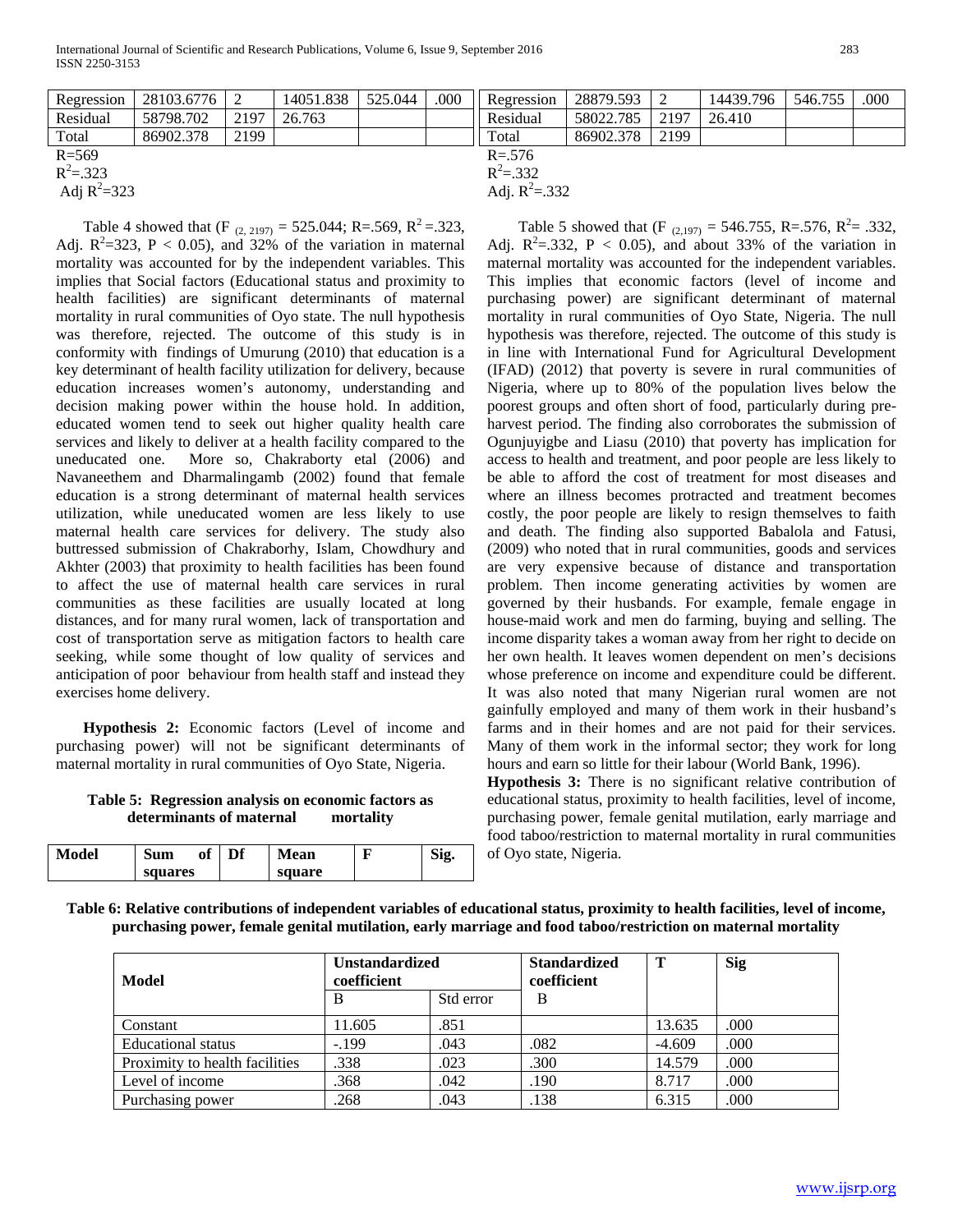| Regression | 28103.6776 | 2 | 14051.838 | 525.044 | .000 |
|---|---|---|---|---|---|
| Residual | 58798.702 | 2197 | 26.763 | | |
| Total | 86902.378 | 2199 | | | |

R=569
$R^2$=.323
Adj $R^2$=323

Table 4 showed that ($F_{(2, 2197)}$ = 525.044; R=.569, $R^2$ =.323, Adj. $R^2$=323, P < 0.05), and 32% of the variation in maternal mortality was accounted for by the independent variables. This implies that Social factors (Educational status and proximity to health facilities) are significant determinants of maternal mortality in rural communities of Oyo state. The null hypothesis was therefore, rejected. The outcome of this study is in conformity with findings of Umurung (2010) that education is a key determinant of health facility utilization for delivery, because education increases women's autonomy, understanding and decision making power within the house hold. In addition, educated women tend to seek out higher quality health care services and likely to deliver at a health facility compared to the uneducated one. More so, Chakraborty etal (2006) and Navaneethem and Dharmalingamb (2002) found that female education is a strong determinant of maternal health services utilization, while uneducated women are less likely to use maternal health care services for delivery. The study also buttressed submission of Chakraborhy, Islam, Chowdhury and Akhter (2003) that proximity to health facilities has been found to affect the use of maternal health care services in rural communities as these facilities are usually located at long distances, and for many rural women, lack of transportation and cost of transportation serve as mitigation factors to health care seeking, while some thought of low quality of services and anticipation of poor behaviour from health staff and instead they exercises home delivery.

**Hypothesis 2:** Economic factors (Level of income and purchasing power) will not be significant determinants of maternal mortality in rural communities of Oyo State, Nigeria.

**Table 5: Regression analysis on economic factors as determinants of maternal mortality**

| Model | Sum of squares | Df | Mean square | F | Sig. |
|---|---|---|---|---|---|
| Regression | 28879.593 | 2 | 14439.796 | 546.755 | .000 |
| Residual | 58022.785 | 2197 | 26.410 | | |
| Total | 86902.378 | 2199 | | | |

R=.576
$R^2$=.332
Adj. $R^2$=.332

Table 5 showed that ($F_{(2,197)}$ = 546.755, R=.576, $R^2$= .332, Adj. $R^2$=.332, P < 0.05), and about 33% of the variation in maternal mortality was accounted for the independent variables. This implies that economic factors (level of income and purchasing power) are significant determinant of maternal mortality in rural communities of Oyo State, Nigeria. The null hypothesis was therefore, rejected. The outcome of this study is in line with International Fund for Agricultural Development (IFAD) (2012) that poverty is severe in rural communities of Nigeria, where up to 80% of the population lives below the poorest groups and often short of food, particularly during pre-harvest period. The finding also corroborates the submission of Ogunjuyigbe and Liasu (2010) that poverty has implication for access to health and treatment, and poor people are less likely to be able to afford the cost of treatment for most diseases and where an illness becomes protracted and treatment becomes costly, the poor people are likely to resign themselves to faith and death. The finding also supported Babalola and Fatusi, (2009) who noted that in rural communities, goods and services are very expensive because of distance and transportation problem. Then income generating activities by women are governed by their husbands. For example, female engage in house-maid work and men do farming, buying and selling. The income disparity takes a woman away from her right to decide on her own health. It leaves women dependent on men's decisions whose preference on income and expenditure could be different. It was also noted that many Nigerian rural women are not gainfully employed and many of them work in their husband's farms and in their homes and are not paid for their services. Many of them work in the informal sector; they work for long hours and earn so little for their labour (World Bank, 1996).

**Hypothesis 3:** There is no significant relative contribution of educational status, proximity to health facilities, level of income, purchasing power, female genital mutilation, early marriage and food taboo/restriction to maternal mortality in rural communities of Oyo state, Nigeria.

**Table 6: Relative contributions of independent variables of educational status, proximity to health facilities, level of income, purchasing power, female genital mutilation, early marriage and food taboo/restriction on maternal mortality**

| Model | Unstandardized coefficient | | Standardized coefficient | T | Sig |
|---|---|---|---|---|---|
| | B | Std error | B | | |
| Constant | 11.605 | .851 | | 13.635 | .000 |
| Educational status | -.199 | .043 | .082 | -4.609 | .000 |
| Proximity to health facilities | .338 | .023 | .300 | 14.579 | .000 |
| Level of income | .368 | .042 | .190 | 8.717 | .000 |
| Purchasing power | .268 | .043 | .138 | 6.315 | .000 |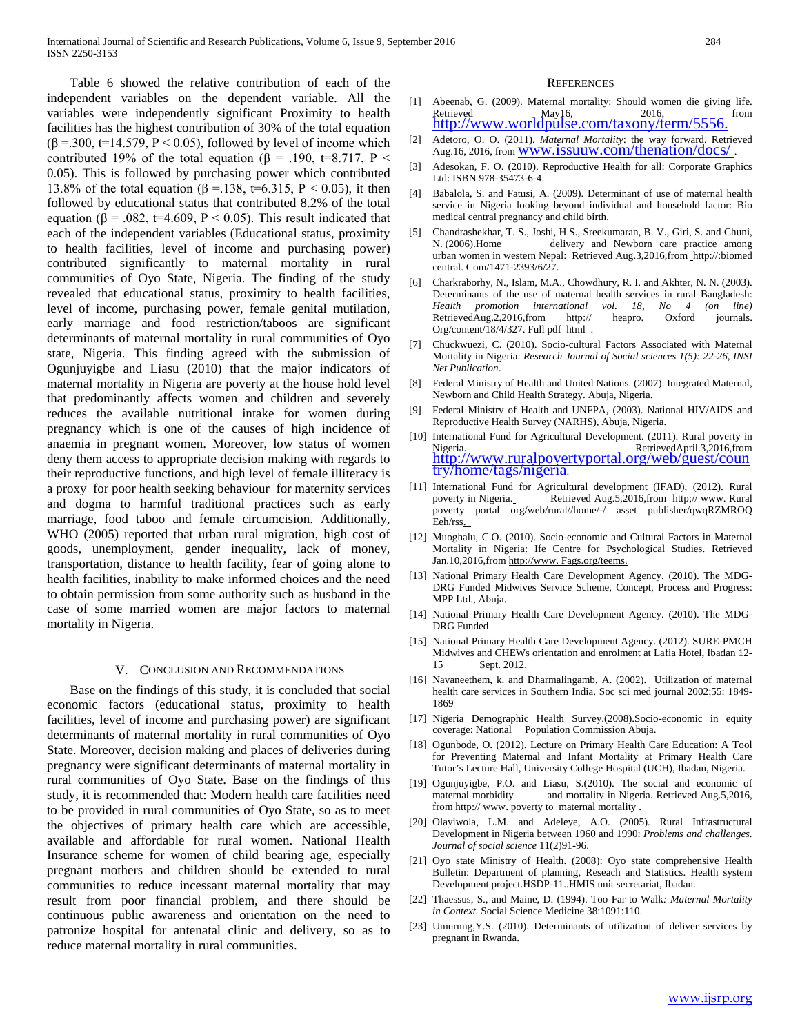Table 6 showed the relative contribution of each of the independent variables on the dependent variable. All the variables were independently significant Proximity to health facilities has the highest contribution of 30% of the total equation ($\beta$ =.300, t=14.579, P < 0.05), followed by level of income which contributed 19% of the total equation ($\beta$ = .190, t=8.717, P < 0.05). This is followed by purchasing power which contributed 13.8% of the total equation ($\beta$ =.138, t=6.315, P < 0.05), it then followed by educational status that contributed 8.2% of the total equation ($\beta$ = .082, t=4.609, P < 0.05). This result indicated that each of the independent variables (Educational status, proximity to health facilities, level of income and purchasing power) contributed significantly to maternal mortality in rural communities of Oyo State, Nigeria. The finding of the study revealed that educational status, proximity to health facilities, level of income, purchasing power, female genital mutilation, early marriage and food restriction/taboos are significant determinants of maternal mortality in rural communities of Oyo state, Nigeria. This finding agreed with the submission of Ogunjuyigbe and Liasu (2010) that the major indicators of maternal mortality in Nigeria are poverty at the house hold level that predominantly affects women and children and severely reduces the available nutritional intake for women during pregnancy which is one of the causes of high incidence of anaemia in pregnant women. Moreover, low status of women deny them access to appropriate decision making with regards to their reproductive functions, and high level of female illiteracy is a proxy for poor health seeking behaviour for maternity services and dogma to harmful traditional practices such as early marriage, food taboo and female circumcision. Additionally, WHO (2005) reported that urban rural migration, high cost of goods, unemployment, gender inequality, lack of money, transportation, distance to health facility, fear of going alone to health facilities, inability to make informed choices and the need to obtain permission from some authority such as husband in the case of some married women are major factors to maternal mortality in Nigeria.

## V. Conclusion and Recommendations

Base on the findings of this study, it is concluded that social economic factors (educational status, proximity to health facilities, level of income and purchasing power) are significant determinants of maternal mortality in rural communities of Oyo State. Moreover, decision making and places of deliveries during pregnancy were significant determinants of maternal mortality in rural communities of Oyo State. Base on the findings of this study, it is recommended that: Modern health care facilities need to be provided in rural communities of Oyo State, so as to meet the objectives of primary health care which are accessible, available and affordable for rural women. National Health Insurance scheme for women of child bearing age, especially pregnant mothers and children should be extended to rural communities to reduce incessant maternal mortality that may result from poor financial problem, and there should be continuous public awareness and orientation on the need to patronize hospital for antenatal clinic and delivery, so as to reduce maternal mortality in rural communities.

## References

[1] Abeenab, G. (2009). Maternal mortality: Should women die giving life. Retrieved May16, 2016, from http://www.worldpulse.com/taxony/term/5556.

[2] Adetoro, O. O. (2011). *Maternal Mortality*: the way forward. Retrieved Aug.16, 2016, from www.issuuw.com/thenation/docs/ .

[3] Adesokan, F. O. (2010). Reproductive Health for all: Corporate Graphics Ltd: ISBN 978-35473-6-4.

[4] Babalola, S. and Fatusi, A. (2009). Determinant of use of maternal health service in Nigeria looking beyond individual and household factor: Bio medical central pregnancy and child birth.

[5] Chandrashekhar, T. S., Joshi, H.S., Sreekumaran, B. V., Giri, S. and Chuni, N. (2006).Home delivery and Newborn care practice among urban women in western Nepal: Retrieved Aug.3,2016,from http://:biomed central. Com/1471-2393/6/27.

[6] Charkraborhy, N., Islam, M.A., Chowdhury, R. I. and Akhter, N. N. (2003). Determinants of the use of maternal health services in rural Bangladesh: *Health promotion international vol. 18, No 4 (on line)* RetrievedAug.2,2016,from http:// heapro. Oxford journals. Org/content/18/4/327. Full pdf html .

[7] Chuckwuezi, C. (2010). Socio-cultural Factors Associated with Maternal Mortality in Nigeria: *Research Journal of Social sciences 1(5): 22-26, INSI Net Publication*.

[8] Federal Ministry of Health and United Nations. (2007). Integrated Maternal, Newborn and Child Health Strategy. Abuja, Nigeria.

[9] Federal Ministry of Health and UNFPA, (2003). National HIV/AIDS and Reproductive Health Survey (NARHS), Abuja, Nigeria.

[10] International Fund for Agricultural Development. (2011). Rural poverty in Nigeria. RetrievedApril.3,2016,from http://www.ruralpovertyportal.org/web/guest/country/home/tags/nigeria.

[11] International Fund for Agricultural development (IFAD), (2012). Rural poverty in Nigeria. Retrieved Aug.5,2016,from http;// www. Rural poverty portal org/web/rural//home/-/ asset publisher/qwqRZMROQ Eeh/rss.

[12] Muoghalu, C.O. (2010). Socio-economic and Cultural Factors in Maternal Mortality in Nigeria: Ife Centre for Psychological Studies. Retrieved Jan.10,2016,from http://www. Fags.org/teems.

[13] National Primary Health Care Development Agency. (2010). The MDG-DRG Funded Midwives Service Scheme, Concept, Process and Progress: MPP Ltd., Abuja.

[14] National Primary Health Care Development Agency. (2010). The MDG-DRG Funded

[15] National Primary Health Care Development Agency. (2012). SURE-PMCH Midwives and CHEWs orientation and enrolment at Lafia Hotel, Ibadan 12-15 Sept. 2012.

[16] Navaneethem, k. and Dharmalingamb, A. (2002). Utilization of maternal health care services in Southern India. Soc sci med journal 2002;55: 1849-1869

[17] Nigeria Demographic Health Survey.(2008).Socio-economic in equity coverage: National Population Commission Abuja.

[18] Ogunbode, O. (2012). Lecture on Primary Health Care Education: A Tool for Preventing Maternal and Infant Mortality at Primary Health Care Tutor's Lecture Hall, University College Hospital (UCH), Ibadan, Nigeria.

[19] Ogunjuyigbe, P.O. and Liasu, S.(2010). The social and economic of maternal morbidity and mortality in Nigeria. Retrieved Aug.5,2016, from http:// www. poverty to maternal mortality .

[20] Olayiwola, L.M. and Adeleye, A.O. (2005). Rural Infrastructural Development in Nigeria between 1960 and 1990: *Problems and challenges. Journal of social science* 11(2)91-96.

[21] Oyo state Ministry of Health. (2008): Oyo state comprehensive Health Bulletin: Department of planning, Reseach and Statistics. Health system Development project.HSDP-11..HMIS unit secretariat, Ibadan.

[22] Thaessus, S., and Maine, D. (1994). Too Far to Walk*: Maternal Mortality in Context.* Social Science Medicine 38:1091:110.

[23] Umurung,Y.S. (2010). Determinants of utilization of deliver services by pregnant in Rwanda.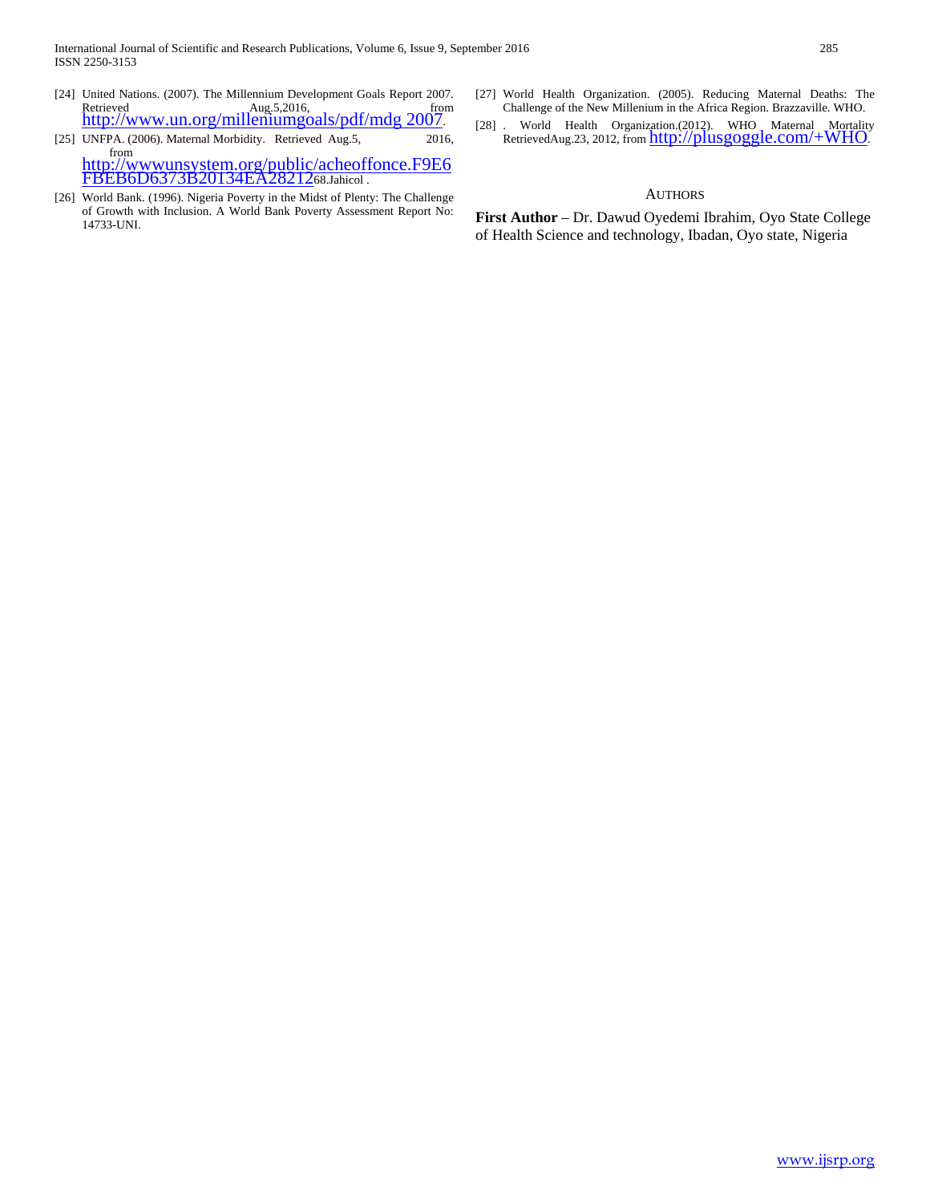[24] United Nations. (2007). The Millennium Development Goals Report 2007. Retrieved Aug.5,2016, from http://www.un.org/milleniumgoals/pdf/mdg 2007.

[25] UNFPA. (2006). Maternal Morbidity. Retrieved Aug.5, 2016, from http://wwwunsystem.org/public/acheoffonce.F9E6FBEB6D6373B20134EA2821268.Jahicol .

[26] World Bank. (1996). Nigeria Poverty in the Midst of Plenty: The Challenge of Growth with Inclusion. A World Bank Poverty Assessment Report No: 14733-UNI.

[27] World Health Organization. (2005). Reducing Maternal Deaths: The Challenge of the New Millenium in the Africa Region. Brazzaville. WHO.

[28] . World Health Organization.(2012). WHO Maternal Mortality RetrievedAug.23, 2012, from http://plusgoggle.com/+WHO.

## AUTHORS

**First Author** – Dr. Dawud Oyedemi Ibrahim, Oyo State College of Health Science and technology, Ibadan, Oyo state, Nigeria